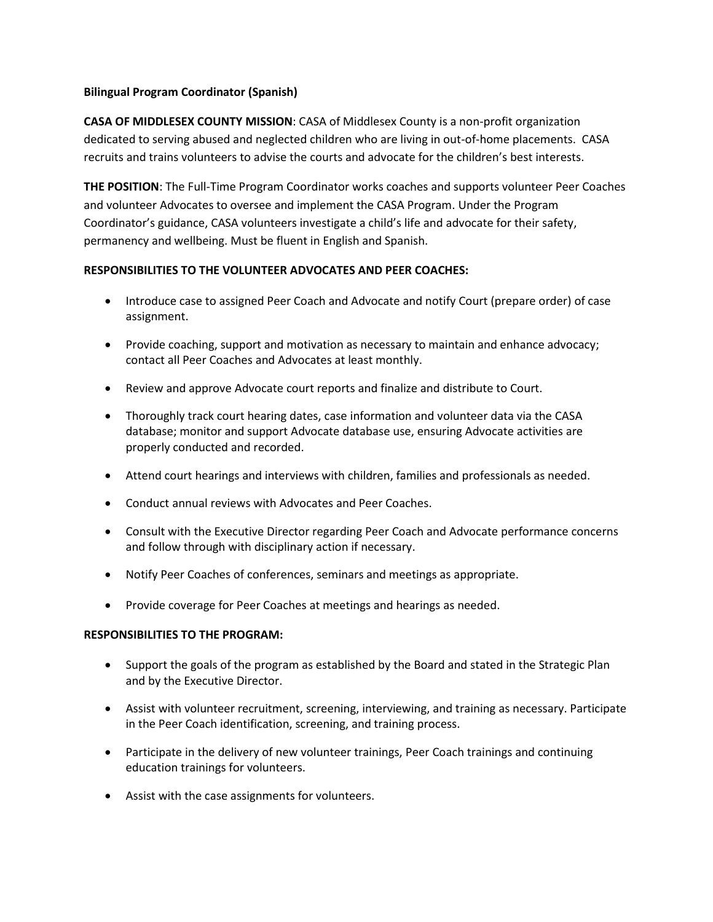**Bilingual Program Coordinator (Spanish)**

**CASA OF MIDDLESEX COUNTY MISSION**: CASA of Middlesex County is a non-profit organization dedicated to serving abused and neglected children who are living in out-of-home placements. CASA recruits and trains volunteers to advise the courts and advocate for the children's best interests.

**THE POSITION**: The Full-Time Program Coordinator works coaches and supports volunteer Peer Coaches and volunteer Advocates to oversee and implement the CASA Program. Under the Program Coordinator's guidance, CASA volunteers investigate a child's life and advocate for their safety, permanency and wellbeing. Must be fluent in English and Spanish.

**RESPONSIBILITIES TO THE VOLUNTEER ADVOCATES AND PEER COACHES:**

- Introduce case to assigned Peer Coach and Advocate and notify Court (prepare order) of case assignment.
- Provide coaching, support and motivation as necessary to maintain and enhance advocacy; contact all Peer Coaches and Advocates at least monthly.
- Review and approve Advocate court reports and finalize and distribute to Court.
- Thoroughly track court hearing dates, case information and volunteer data via the CASA database; monitor and support Advocate database use, ensuring Advocate activities are properly conducted and recorded.
- Attend court hearings and interviews with children, families and professionals as needed.
- Conduct annual reviews with Advocates and Peer Coaches.
- Consult with the Executive Director regarding Peer Coach and Advocate performance concerns and follow through with disciplinary action if necessary.
- Notify Peer Coaches of conferences, seminars and meetings as appropriate.
- Provide coverage for Peer Coaches at meetings and hearings as needed.

**RESPONSIBILITIES TO THE PROGRAM:**

- Support the goals of the program as established by the Board and stated in the Strategic Plan and by the Executive Director.
- Assist with volunteer recruitment, screening, interviewing, and training as necessary. Participate in the Peer Coach identification, screening, and training process.
- Participate in the delivery of new volunteer trainings, Peer Coach trainings and continuing education trainings for volunteers.
- Assist with the case assignments for volunteers.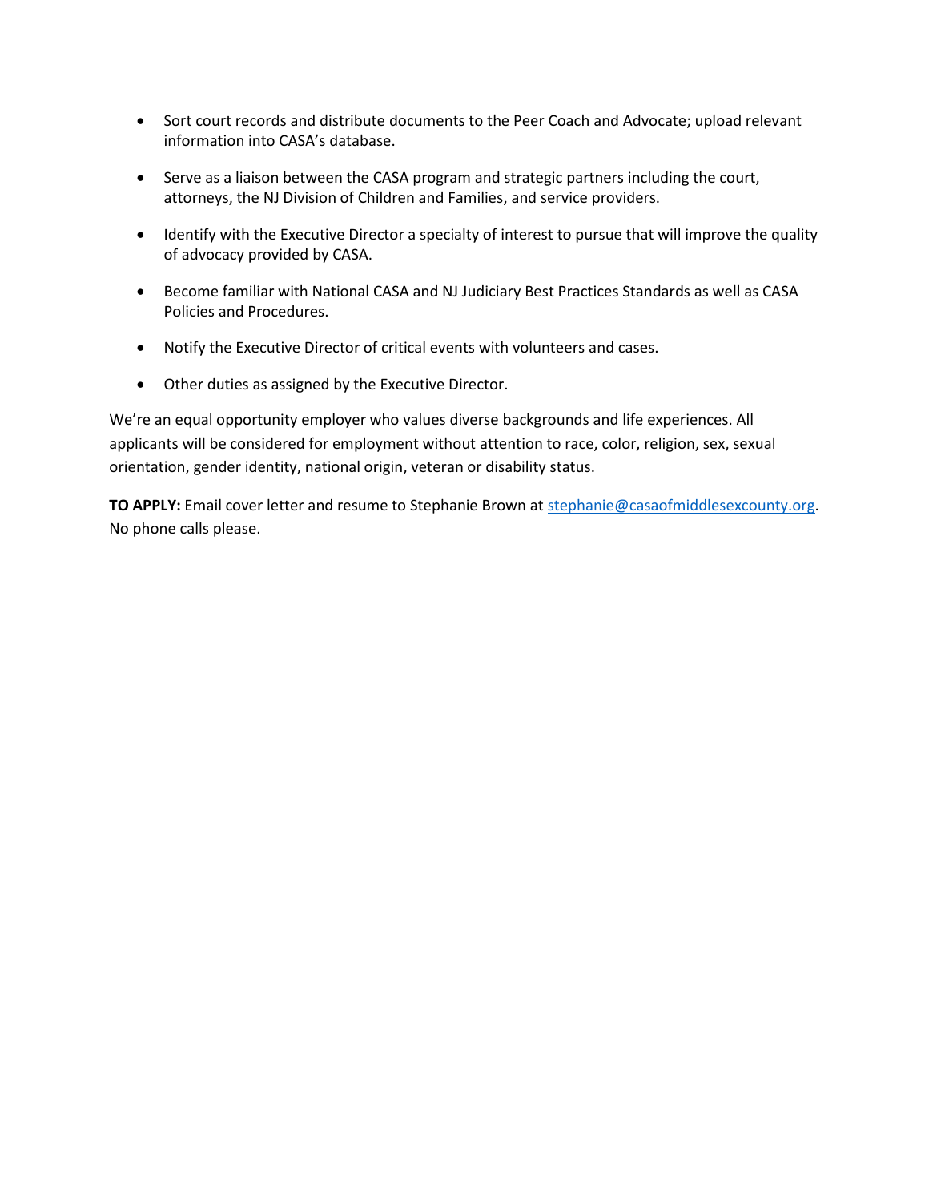- Sort court records and distribute documents to the Peer Coach and Advocate; upload relevant information into CASA's database.
- Serve as a liaison between the CASA program and strategic partners including the court, attorneys, the NJ Division of Children and Families, and service providers.
- Identify with the Executive Director a specialty of interest to pursue that will improve the quality of advocacy provided by CASA.
- Become familiar with National CASA and NJ Judiciary Best Practices Standards as well as CASA Policies and Procedures.
- Notify the Executive Director of critical events with volunteers and cases.
- Other duties as assigned by the Executive Director.

We're an equal opportunity employer who values diverse backgrounds and life experiences. All applicants will be considered for employment without attention to race, color, religion, sex, sexual orientation, gender identity, national origin, veteran or disability status.

**TO APPLY:** Email cover letter and resume to Stephanie Brown at stephanie@casaofmiddlesexcounty.org. No phone calls please.